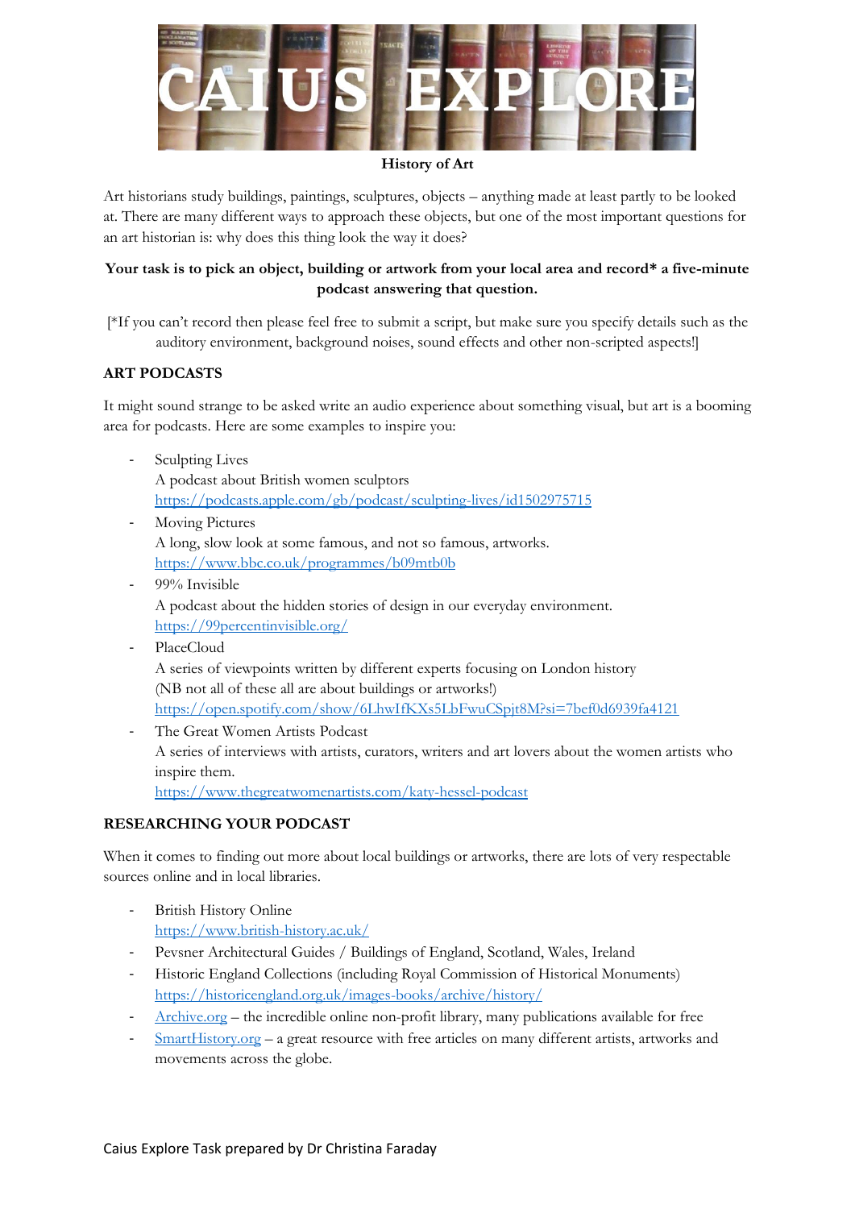# CAIUS EXPLORE

**History of Art**

Art historians study buildings, paintings, sculptures, objects – anything made at least partly to be looked at. There are many different ways to approach these objects, but one of the most important questions for an art historian is: why does this thing look the way it does?

**Your task is to pick an object, building or artwork from your local area and record* a five-minute podcast answering that question.**

[*If you can't record then please feel free to submit a script, but make sure you specify details such as the auditory environment, background noises, sound effects and other non-scripted aspects!]

## ART PODCASTS

It might sound strange to be asked write an audio experience about something visual, but art is a booming area for podcasts. Here are some examples to inspire you:

- Sculpting Lives
  A podcast about British women sculptors
  https://podcasts.apple.com/gb/podcast/sculpting-lives/id1502975715
- Moving Pictures
  A long, slow look at some famous, and not so famous, artworks.
  https://www.bbc.co.uk/programmes/b09mtb0b
- 99% Invisible
  A podcast about the hidden stories of design in our everyday environment.
  https://99percentinvisible.org/
- PlaceCloud
  A series of viewpoints written by different experts focusing on London history
  (NB not all of these all are about buildings or artworks!)
  https://open.spotify.com/show/6LhwIfKXs5LbFwuCSpjt8M?si=7bef0d6939fa4121
- The Great Women Artists Podcast
  A series of interviews with artists, curators, writers and art lovers about the women artists who inspire them.
  https://www.thegreatwomenartists.com/katy-hessel-podcast

## RESEARCHING YOUR PODCAST

When it comes to finding out more about local buildings or artworks, there are lots of very respectable sources online and in local libraries.

- British History Online
  https://www.british-history.ac.uk/
- Pevsner Architectural Guides / Buildings of England, Scotland, Wales, Ireland
- Historic England Collections (including Royal Commission of Historical Monuments)
  https://historicengland.org.uk/images-books/archive/history/
- Archive.org – the incredible online non-profit library, many publications available for free
- SmartHistory.org – a great resource with free articles on many different artists, artworks and movements across the globe.

Caius Explore Task prepared by Dr Christina Faraday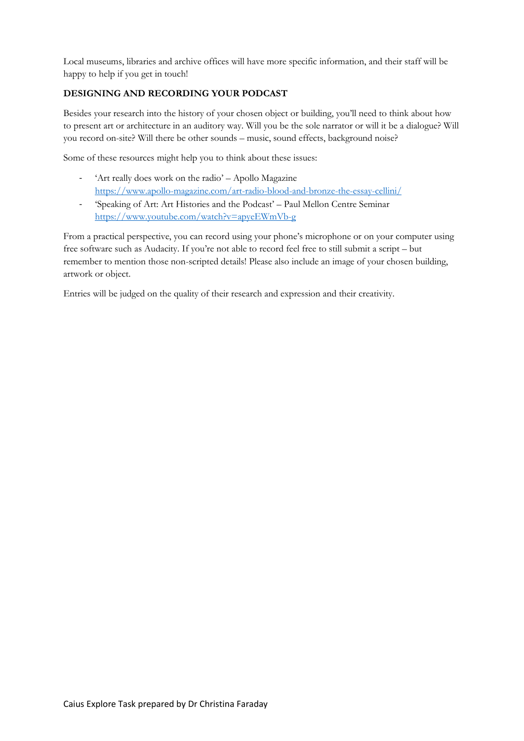Local museums, libraries and archive offices will have more specific information, and their staff will be happy to help if you get in touch!

**DESIGNING AND RECORDING YOUR PODCAST**

Besides your research into the history of your chosen object or building, you'll need to think about how to present art or architecture in an auditory way. Will you be the sole narrator or will it be a dialogue? Will you record on-site? Will there be other sounds – music, sound effects, background noise?

Some of these resources might help you to think about these issues:

- 'Art really does work on the radio' – Apollo Magazine https://www.apollo-magazine.com/art-radio-blood-and-bronze-the-essay-cellini/
- 'Speaking of Art: Art Histories and the Podcast' – Paul Mellon Centre Seminar https://www.youtube.com/watch?v=apyeEWmVb-g

From a practical perspective, you can record using your phone's microphone or on your computer using free software such as Audacity. If you're not able to record feel free to still submit a script – but remember to mention those non-scripted details! Please also include an image of your chosen building, artwork or object.

Entries will be judged on the quality of their research and expression and their creativity.